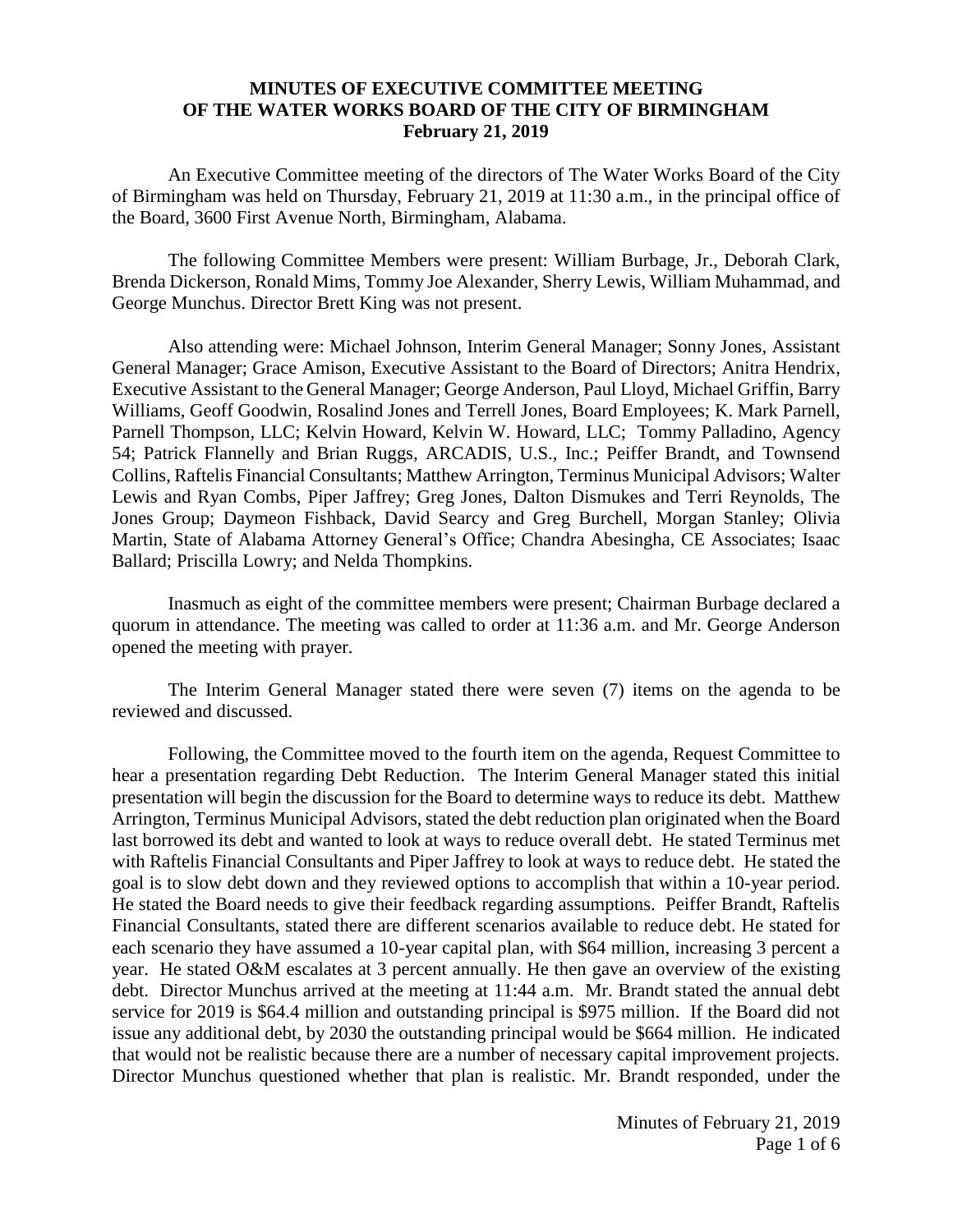# MINUTES OF EXECUTIVE COMMITTEE MEETING OF THE WATER WORKS BOARD OF THE CITY OF BIRMINGHAM

**February 21, 2019**

An Executive Committee meeting of the directors of The Water Works Board of the City of Birmingham was held on Thursday, February 21, 2019 at 11:30 a.m., in the principal office of the Board, 3600 First Avenue North, Birmingham, Alabama.

The following Committee Members were present: William Burbage, Jr., Deborah Clark, Brenda Dickerson, Ronald Mims, Tommy Joe Alexander, Sherry Lewis, William Muhammad, and George Munchus. Director Brett King was not present.

Also attending were: Michael Johnson, Interim General Manager; Sonny Jones, Assistant General Manager; Grace Amison, Executive Assistant to the Board of Directors; Anitra Hendrix, Executive Assistant to the General Manager; George Anderson, Paul Lloyd, Michael Griffin, Barry Williams, Geoff Goodwin, Rosalind Jones and Terrell Jones, Board Employees; K. Mark Parnell, Parnell Thompson, LLC; Kelvin Howard, Kelvin W. Howard, LLC; Tommy Palladino, Agency 54; Patrick Flannelly and Brian Ruggs, ARCADIS, U.S., Inc.; Peiffer Brandt, and Townsend Collins, Raftelis Financial Consultants; Matthew Arrington, Terminus Municipal Advisors; Walter Lewis and Ryan Combs, Piper Jaffrey; Greg Jones, Dalton Dismukes and Terri Reynolds, The Jones Group; Daymeon Fishback, David Searcy and Greg Burchell, Morgan Stanley; Olivia Martin, State of Alabama Attorney General's Office; Chandra Abesingha, CE Associates; Isaac Ballard; Priscilla Lowry; and Nelda Thompkins.

Inasmuch as eight of the committee members were present; Chairman Burbage declared a quorum in attendance. The meeting was called to order at 11:36 a.m. and Mr. George Anderson opened the meeting with prayer.

The Interim General Manager stated there were seven (7) items on the agenda to be reviewed and discussed.

Following, the Committee moved to the fourth item on the agenda, Request Committee to hear a presentation regarding Debt Reduction. The Interim General Manager stated this initial presentation will begin the discussion for the Board to determine ways to reduce its debt. Matthew Arrington, Terminus Municipal Advisors, stated the debt reduction plan originated when the Board last borrowed its debt and wanted to look at ways to reduce overall debt. He stated Terminus met with Raftelis Financial Consultants and Piper Jaffrey to look at ways to reduce debt. He stated the goal is to slow debt down and they reviewed options to accomplish that within a 10-year period. He stated the Board needs to give their feedback regarding assumptions. Peiffer Brandt, Raftelis Financial Consultants, stated there are different scenarios available to reduce debt. He stated for each scenario they have assumed a 10-year capital plan, with $64 million, increasing 3 percent a year. He stated O&M escalates at 3 percent annually. He then gave an overview of the existing debt. Director Munchus arrived at the meeting at 11:44 a.m. Mr. Brandt stated the annual debt service for 2019 is $64.4 million and outstanding principal is $975 million. If the Board did not issue any additional debt, by 2030 the outstanding principal would be $664 million. He indicated that would not be realistic because there are a number of necessary capital improvement projects. Director Munchus questioned whether that plan is realistic. Mr. Brandt responded, under the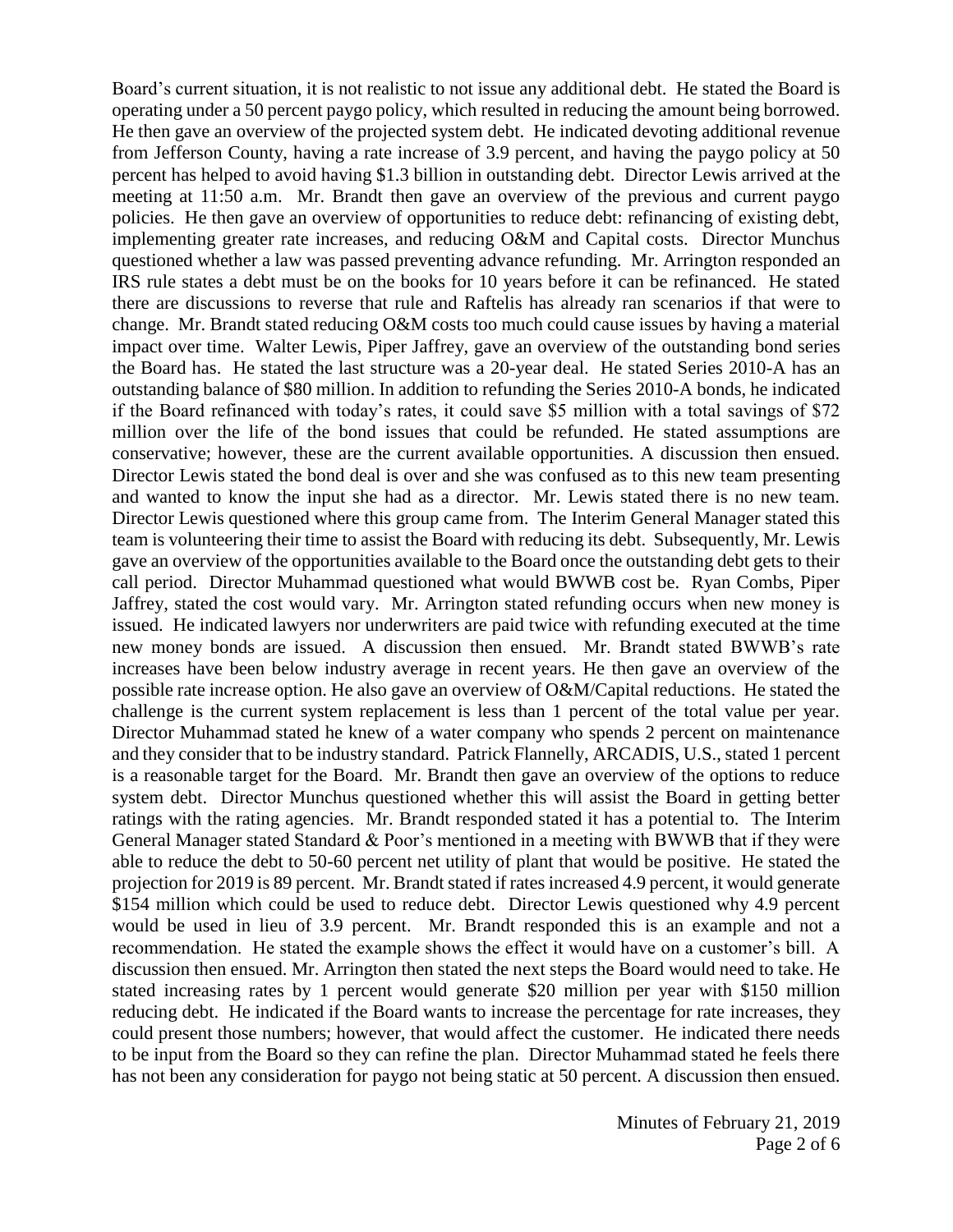Board's current situation, it is not realistic to not issue any additional debt. He stated the Board is operating under a 50 percent paygo policy, which resulted in reducing the amount being borrowed. He then gave an overview of the projected system debt. He indicated devoting additional revenue from Jefferson County, having a rate increase of 3.9 percent, and having the paygo policy at 50 percent has helped to avoid having $1.3 billion in outstanding debt. Director Lewis arrived at the meeting at 11:50 a.m. Mr. Brandt then gave an overview of the previous and current paygo policies. He then gave an overview of opportunities to reduce debt: refinancing of existing debt, implementing greater rate increases, and reducing O&M and Capital costs. Director Munchus questioned whether a law was passed preventing advance refunding. Mr. Arrington responded an IRS rule states a debt must be on the books for 10 years before it can be refinanced. He stated there are discussions to reverse that rule and Raftelis has already ran scenarios if that were to change. Mr. Brandt stated reducing O&M costs too much could cause issues by having a material impact over time. Walter Lewis, Piper Jaffrey, gave an overview of the outstanding bond series the Board has. He stated the last structure was a 20-year deal. He stated Series 2010-A has an outstanding balance of $80 million. In addition to refunding the Series 2010-A bonds, he indicated if the Board refinanced with today's rates, it could save $5 million with a total savings of $72 million over the life of the bond issues that could be refunded. He stated assumptions are conservative; however, these are the current available opportunities. A discussion then ensued. Director Lewis stated the bond deal is over and she was confused as to this new team presenting and wanted to know the input she had as a director. Mr. Lewis stated there is no new team. Director Lewis questioned where this group came from. The Interim General Manager stated this team is volunteering their time to assist the Board with reducing its debt. Subsequently, Mr. Lewis gave an overview of the opportunities available to the Board once the outstanding debt gets to their call period. Director Muhammad questioned what would BWWB cost be. Ryan Combs, Piper Jaffrey, stated the cost would vary. Mr. Arrington stated refunding occurs when new money is issued. He indicated lawyers nor underwriters are paid twice with refunding executed at the time new money bonds are issued. A discussion then ensued. Mr. Brandt stated BWWB's rate increases have been below industry average in recent years. He then gave an overview of the possible rate increase option. He also gave an overview of O&M/Capital reductions. He stated the challenge is the current system replacement is less than 1 percent of the total value per year. Director Muhammad stated he knew of a water company who spends 2 percent on maintenance and they consider that to be industry standard. Patrick Flannelly, ARCADIS, U.S., stated 1 percent is a reasonable target for the Board. Mr. Brandt then gave an overview of the options to reduce system debt. Director Munchus questioned whether this will assist the Board in getting better ratings with the rating agencies. Mr. Brandt responded stated it has a potential to. The Interim General Manager stated Standard & Poor's mentioned in a meeting with BWWB that if they were able to reduce the debt to 50-60 percent net utility of plant that would be positive. He stated the projection for 2019 is 89 percent. Mr. Brandt stated if rates increased 4.9 percent, it would generate $154 million which could be used to reduce debt. Director Lewis questioned why 4.9 percent would be used in lieu of 3.9 percent. Mr. Brandt responded this is an example and not a recommendation. He stated the example shows the effect it would have on a customer's bill. A discussion then ensued. Mr. Arrington then stated the next steps the Board would need to take. He stated increasing rates by 1 percent would generate $20 million per year with $150 million reducing debt. He indicated if the Board wants to increase the percentage for rate increases, they could present those numbers; however, that would affect the customer. He indicated there needs to be input from the Board so they can refine the plan. Director Muhammad stated he feels there has not been any consideration for paygo not being static at 50 percent. A discussion then ensued.

Minutes of February 21, 2019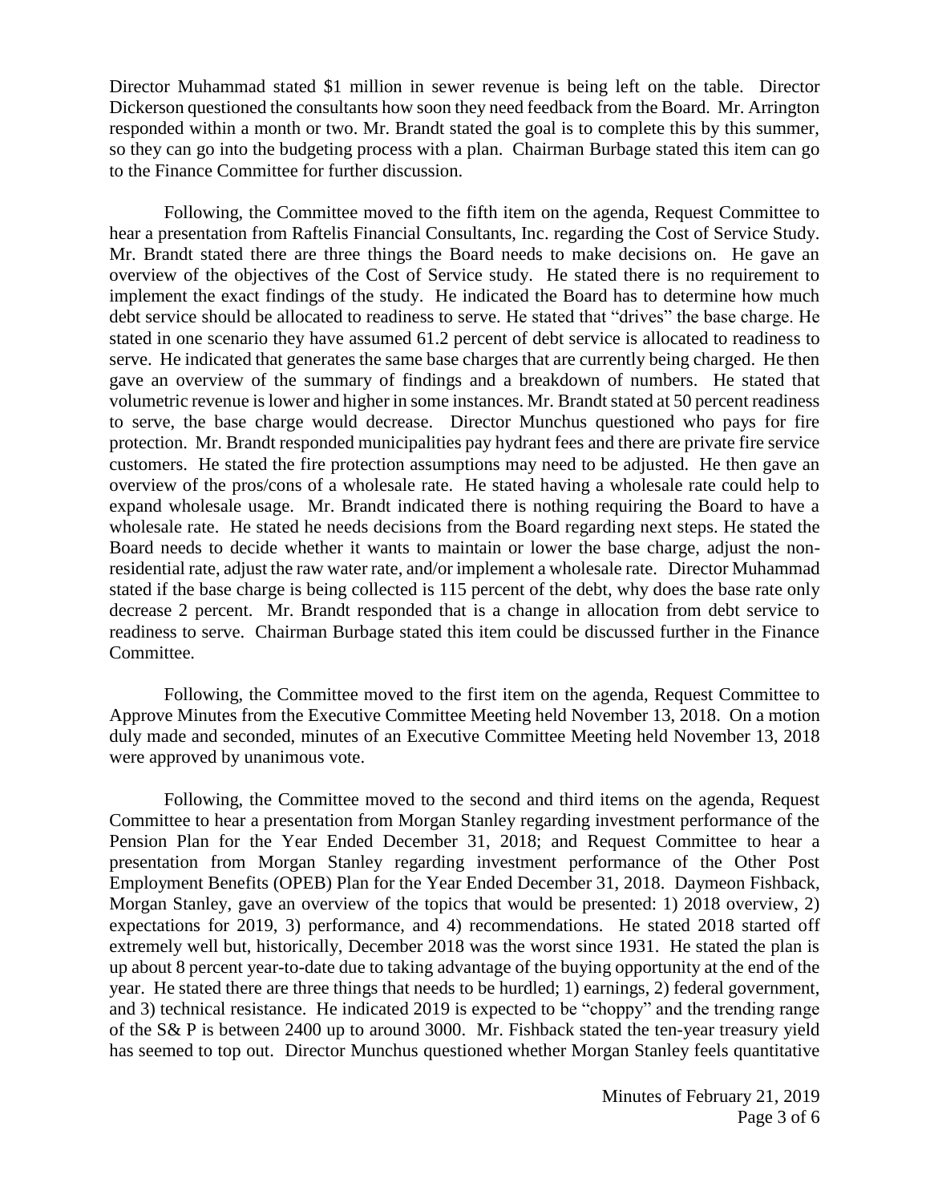Director Muhammad stated $1 million in sewer revenue is being left on the table. Director Dickerson questioned the consultants how soon they need feedback from the Board. Mr. Arrington responded within a month or two. Mr. Brandt stated the goal is to complete this by this summer, so they can go into the budgeting process with a plan. Chairman Burbage stated this item can go to the Finance Committee for further discussion.

Following, the Committee moved to the fifth item on the agenda, Request Committee to hear a presentation from Raftelis Financial Consultants, Inc. regarding the Cost of Service Study. Mr. Brandt stated there are three things the Board needs to make decisions on. He gave an overview of the objectives of the Cost of Service study. He stated there is no requirement to implement the exact findings of the study. He indicated the Board has to determine how much debt service should be allocated to readiness to serve. He stated that "drives" the base charge. He stated in one scenario they have assumed 61.2 percent of debt service is allocated to readiness to serve. He indicated that generates the same base charges that are currently being charged. He then gave an overview of the summary of findings and a breakdown of numbers. He stated that volumetric revenue is lower and higher in some instances. Mr. Brandt stated at 50 percent readiness to serve, the base charge would decrease. Director Munchus questioned who pays for fire protection. Mr. Brandt responded municipalities pay hydrant fees and there are private fire service customers. He stated the fire protection assumptions may need to be adjusted. He then gave an overview of the pros/cons of a wholesale rate. He stated having a wholesale rate could help to expand wholesale usage. Mr. Brandt indicated there is nothing requiring the Board to have a wholesale rate. He stated he needs decisions from the Board regarding next steps. He stated the Board needs to decide whether it wants to maintain or lower the base charge, adjust the non-residential rate, adjust the raw water rate, and/or implement a wholesale rate. Director Muhammad stated if the base charge is being collected is 115 percent of the debt, why does the base rate only decrease 2 percent. Mr. Brandt responded that is a change in allocation from debt service to readiness to serve. Chairman Burbage stated this item could be discussed further in the Finance Committee.

Following, the Committee moved to the first item on the agenda, Request Committee to Approve Minutes from the Executive Committee Meeting held November 13, 2018. On a motion duly made and seconded, minutes of an Executive Committee Meeting held November 13, 2018 were approved by unanimous vote.

Following, the Committee moved to the second and third items on the agenda, Request Committee to hear a presentation from Morgan Stanley regarding investment performance of the Pension Plan for the Year Ended December 31, 2018; and Request Committee to hear a presentation from Morgan Stanley regarding investment performance of the Other Post Employment Benefits (OPEB) Plan for the Year Ended December 31, 2018. Daymeon Fishback, Morgan Stanley, gave an overview of the topics that would be presented: 1) 2018 overview, 2) expectations for 2019, 3) performance, and 4) recommendations. He stated 2018 started off extremely well but, historically, December 2018 was the worst since 1931. He stated the plan is up about 8 percent year-to-date due to taking advantage of the buying opportunity at the end of the year. He stated there are three things that needs to be hurdled; 1) earnings, 2) federal government, and 3) technical resistance. He indicated 2019 is expected to be "choppy" and the trending range of the S& P is between 2400 up to around 3000. Mr. Fishback stated the ten-year treasury yield has seemed to top out. Director Munchus questioned whether Morgan Stanley feels quantitative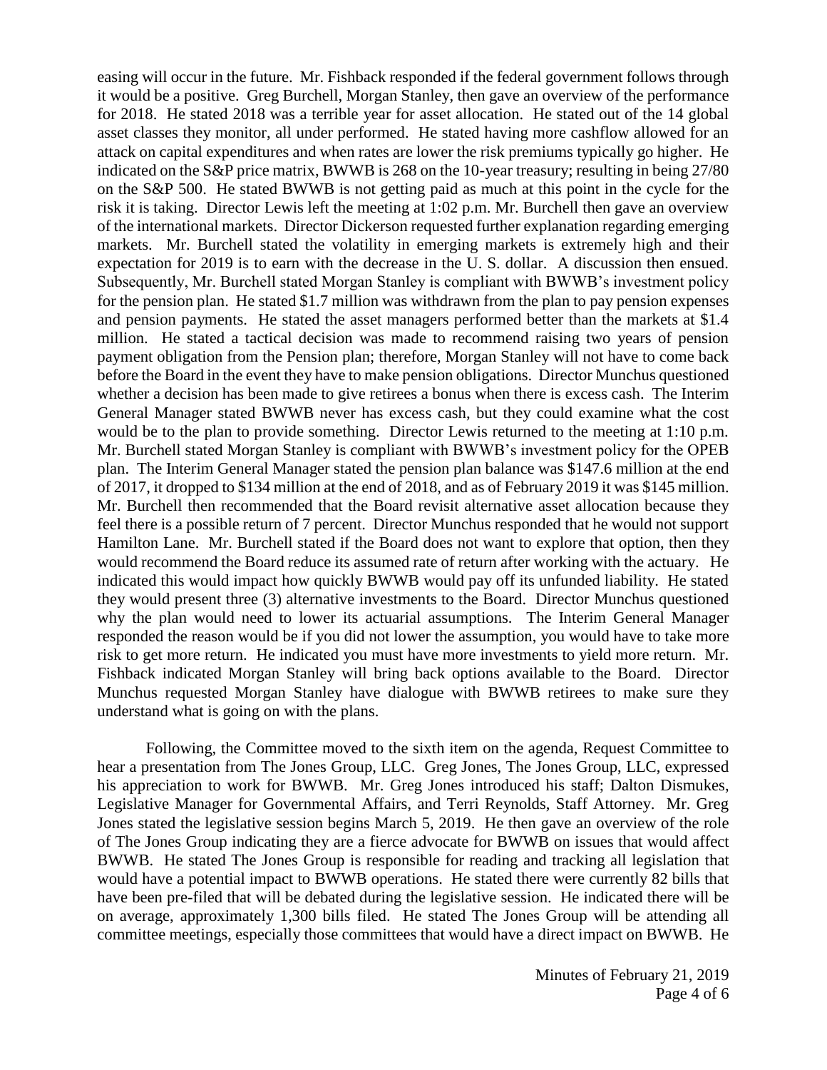easing will occur in the future. Mr. Fishback responded if the federal government follows through it would be a positive. Greg Burchell, Morgan Stanley, then gave an overview of the performance for 2018. He stated 2018 was a terrible year for asset allocation. He stated out of the 14 global asset classes they monitor, all under performed. He stated having more cashflow allowed for an attack on capital expenditures and when rates are lower the risk premiums typically go higher. He indicated on the S&P price matrix, BWWB is 268 on the 10-year treasury; resulting in being 27/80 on the S&P 500. He stated BWWB is not getting paid as much at this point in the cycle for the risk it is taking. Director Lewis left the meeting at 1:02 p.m. Mr. Burchell then gave an overview of the international markets. Director Dickerson requested further explanation regarding emerging markets. Mr. Burchell stated the volatility in emerging markets is extremely high and their expectation for 2019 is to earn with the decrease in the U. S. dollar. A discussion then ensued. Subsequently, Mr. Burchell stated Morgan Stanley is compliant with BWWB's investment policy for the pension plan. He stated $1.7 million was withdrawn from the plan to pay pension expenses and pension payments. He stated the asset managers performed better than the markets at $1.4 million. He stated a tactical decision was made to recommend raising two years of pension payment obligation from the Pension plan; therefore, Morgan Stanley will not have to come back before the Board in the event they have to make pension obligations. Director Munchus questioned whether a decision has been made to give retirees a bonus when there is excess cash. The Interim General Manager stated BWWB never has excess cash, but they could examine what the cost would be to the plan to provide something. Director Lewis returned to the meeting at 1:10 p.m. Mr. Burchell stated Morgan Stanley is compliant with BWWB's investment policy for the OPEB plan. The Interim General Manager stated the pension plan balance was $147.6 million at the end of 2017, it dropped to $134 million at the end of 2018, and as of February 2019 it was $145 million. Mr. Burchell then recommended that the Board revisit alternative asset allocation because they feel there is a possible return of 7 percent. Director Munchus responded that he would not support Hamilton Lane. Mr. Burchell stated if the Board does not want to explore that option, then they would recommend the Board reduce its assumed rate of return after working with the actuary. He indicated this would impact how quickly BWWB would pay off its unfunded liability. He stated they would present three (3) alternative investments to the Board. Director Munchus questioned why the plan would need to lower its actuarial assumptions. The Interim General Manager responded the reason would be if you did not lower the assumption, you would have to take more risk to get more return. He indicated you must have more investments to yield more return. Mr. Fishback indicated Morgan Stanley will bring back options available to the Board. Director Munchus requested Morgan Stanley have dialogue with BWWB retirees to make sure they understand what is going on with the plans.

Following, the Committee moved to the sixth item on the agenda, Request Committee to hear a presentation from The Jones Group, LLC. Greg Jones, The Jones Group, LLC, expressed his appreciation to work for BWWB. Mr. Greg Jones introduced his staff; Dalton Dismukes, Legislative Manager for Governmental Affairs, and Terri Reynolds, Staff Attorney. Mr. Greg Jones stated the legislative session begins March 5, 2019. He then gave an overview of the role of The Jones Group indicating they are a fierce advocate for BWWB on issues that would affect BWWB. He stated The Jones Group is responsible for reading and tracking all legislation that would have a potential impact to BWWB operations. He stated there were currently 82 bills that have been pre-filed that will be debated during the legislative session. He indicated there will be on average, approximately 1,300 bills filed. He stated The Jones Group will be attending all committee meetings, especially those committees that would have a direct impact on BWWB. He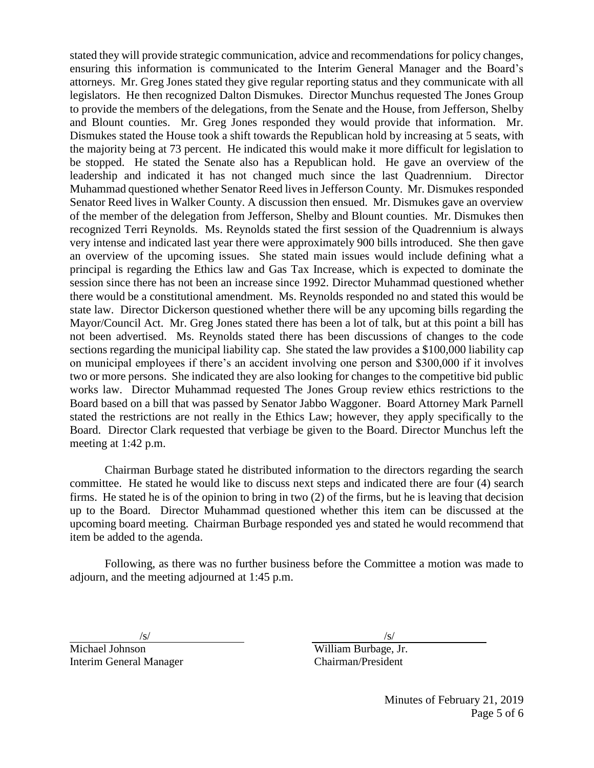stated they will provide strategic communication, advice and recommendations for policy changes, ensuring this information is communicated to the Interim General Manager and the Board's attorneys. Mr. Greg Jones stated they give regular reporting status and they communicate with all legislators. He then recognized Dalton Dismukes. Director Munchus requested The Jones Group to provide the members of the delegations, from the Senate and the House, from Jefferson, Shelby and Blount counties. Mr. Greg Jones responded they would provide that information. Mr. Dismukes stated the House took a shift towards the Republican hold by increasing at 5 seats, with the majority being at 73 percent. He indicated this would make it more difficult for legislation to be stopped. He stated the Senate also has a Republican hold. He gave an overview of the leadership and indicated it has not changed much since the last Quadrennium. Director Muhammad questioned whether Senator Reed lives in Jefferson County. Mr. Dismukes responded Senator Reed lives in Walker County. A discussion then ensued. Mr. Dismukes gave an overview of the member of the delegation from Jefferson, Shelby and Blount counties. Mr. Dismukes then recognized Terri Reynolds. Ms. Reynolds stated the first session of the Quadrennium is always very intense and indicated last year there were approximately 900 bills introduced. She then gave an overview of the upcoming issues. She stated main issues would include defining what a principal is regarding the Ethics law and Gas Tax Increase, which is expected to dominate the session since there has not been an increase since 1992. Director Muhammad questioned whether there would be a constitutional amendment. Ms. Reynolds responded no and stated this would be state law. Director Dickerson questioned whether there will be any upcoming bills regarding the Mayor/Council Act. Mr. Greg Jones stated there has been a lot of talk, but at this point a bill has not been advertised. Ms. Reynolds stated there has been discussions of changes to the code sections regarding the municipal liability cap. She stated the law provides a $100,000 liability cap on municipal employees if there's an accident involving one person and $300,000 if it involves two or more persons. She indicated they are also looking for changes to the competitive bid public works law. Director Muhammad requested The Jones Group review ethics restrictions to the Board based on a bill that was passed by Senator Jabbo Waggoner. Board Attorney Mark Parnell stated the restrictions are not really in the Ethics Law; however, they apply specifically to the Board. Director Clark requested that verbiage be given to the Board. Director Munchus left the meeting at 1:42 p.m.

Chairman Burbage stated he distributed information to the directors regarding the search committee. He stated he would like to discuss next steps and indicated there are four (4) search firms. He stated he is of the opinion to bring in two (2) of the firms, but he is leaving that decision up to the Board. Director Muhammad questioned whether this item can be discussed at the upcoming board meeting. Chairman Burbage responded yes and stated he would recommend that item be added to the agenda.

Following, as there was no further business before the Committee a motion was made to adjourn, and the meeting adjourned at 1:45 p.m.

/s/
Michael Johnson
Interim General Manager

/s/
William Burbage, Jr.
Chairman/President

Minutes of February 21, 2019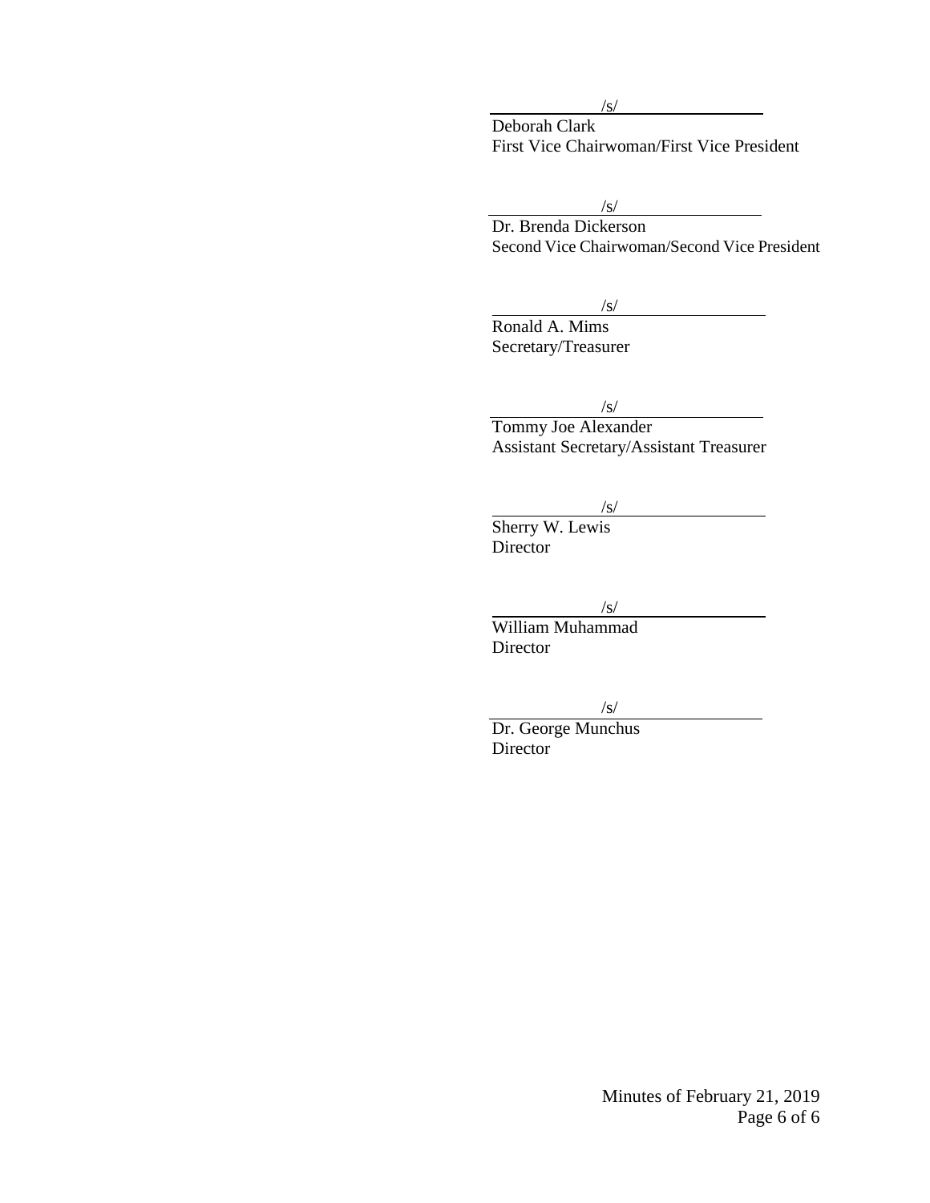/s/

Deborah Clark
First Vice Chairwoman/First Vice President

/s/

Dr. Brenda Dickerson
Second Vice Chairwoman/Second Vice President

/s/

Ronald A. Mims
Secretary/Treasurer

/s/

Tommy Joe Alexander
Assistant Secretary/Assistant Treasurer

/s/

Sherry W. Lewis
Director

/s/

William Muhammad
Director

/s/

Dr. George Munchus
Director